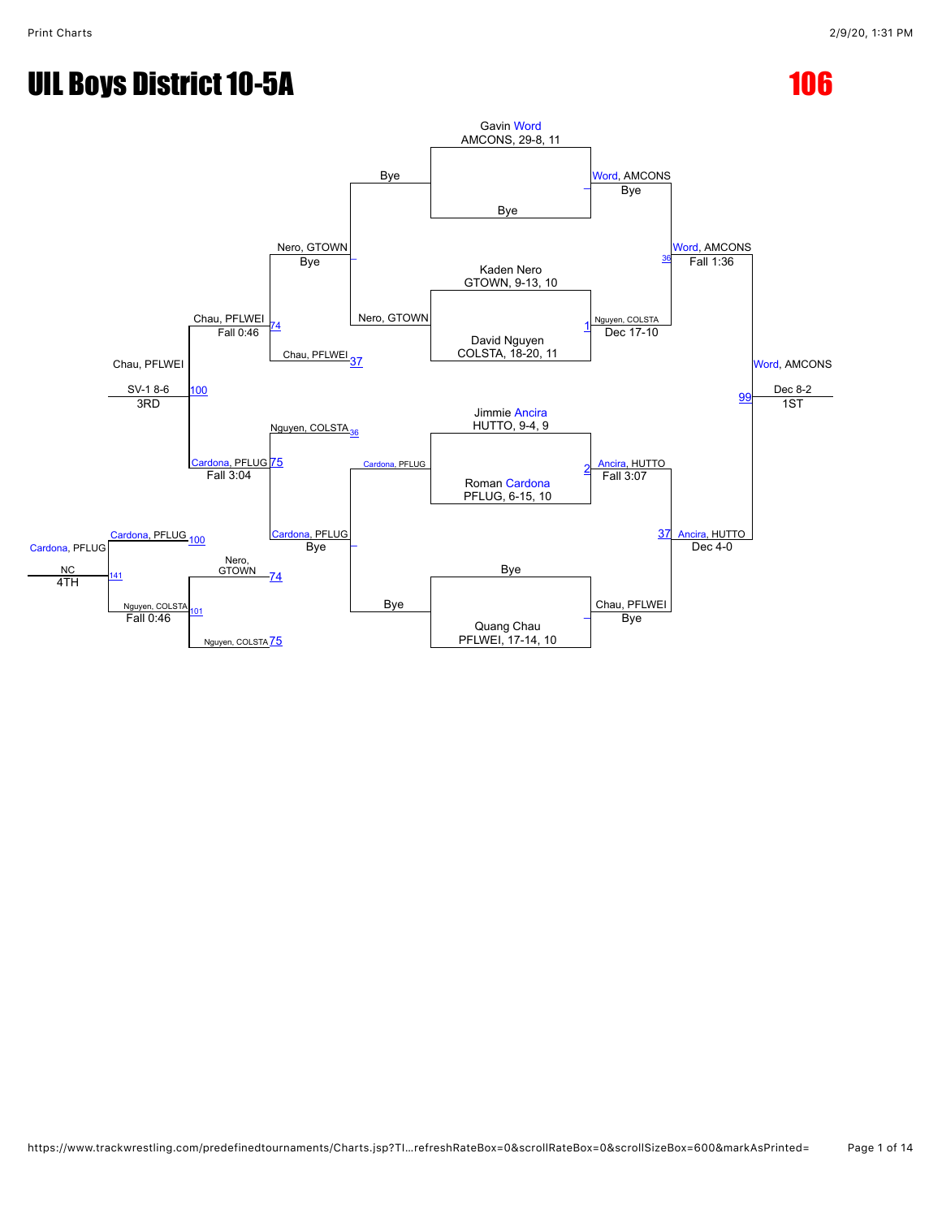# UIL Boys District 10-5A

# 106

## Championship Bracket

**First Round**

- Gavin Word, AMCONS, 29-8, 11 vs Bye → Word, AMCONS (Bye)
- Kaden Nero, GTOWN, 9-13, 10 vs David Nguyen, COLSTA, 18-20, 11 → Nguyen, COLSTA (Dec 17-10) [1]
- Jimmie Ancira, HUTTO, 9-4, 9 vs Roman Cardona, PFLUG, 6-15, 10 → Ancira, HUTTO (Fall 3:07) [2]
- Bye vs Quang Chau, PFLWEI, 17-14, 10 → Chau, PFLWEI (Bye)

**Semifinals**

- Word, AMCONS vs Nguyen, COLSTA → Word, AMCONS (Fall 1:36) [36]
- Ancira, HUTTO vs Chau, PFLWEI → Ancira, HUTTO (Dec 4-0) [37]

**Final**

- Word, AMCONS vs Ancira, HUTTO → Word, AMCONS (Dec 8-2) [99] — 1ST

## Consolation Bracket

**Consolation Round 1**

- Bye vs Nero, GTOWN → Nero, GTOWN (Bye)
- Cardona, PFLUG vs Bye → Cardona, PFLUG (Bye)

**Consolation Round 2**

- Nero, GTOWN vs Chau, PFLWEI [37] → Chau, PFLWEI (Fall 0:46) [74]
- Nguyen, COLSTA [36] vs Cardona, PFLUG → Cardona, PFLUG (Fall 3:04) [75]

**Consolation Semifinal**

- Chau, PFLWEI vs Cardona, PFLUG → Chau, PFLWEI (SV-1 8-6) [100] — 3RD

**5th Place**

- Nero, GTOWN [74] vs Nguyen, COLSTA [75] → Nguyen, COLSTA (Fall 0:46) [101]

**4th Place**

- Cardona, PFLUG [100] vs Nguyen, COLSTA [101] → Cardona, PFLUG (NC) [141] — 4TH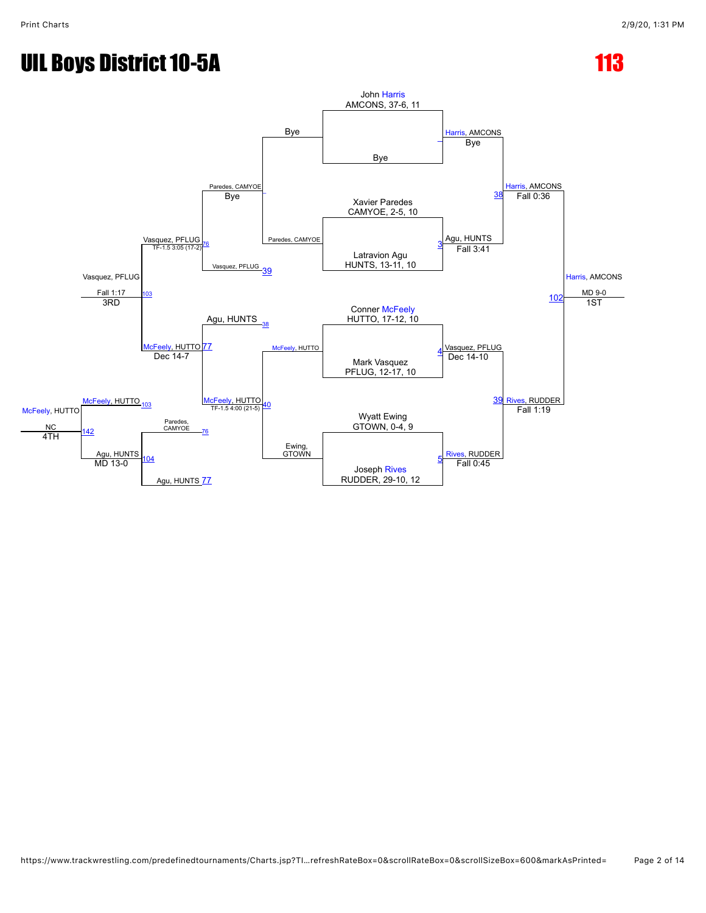# UIL Boys District 10-5A

# 113

## Championship Bracket

**First Round**

- John Harris, AMCONS, 37-6, 11 vs Bye — Harris, AMCONS (Bye)
- Xavier Paredes, CAMYOE, 2-5, 10 vs Latravion Agu, HUNTS, 13-11, 10 — Agu, HUNTS (Fall 3:41) [3]
- Conner McFeely, HUTTO, 17-12, 10 vs Mark Vasquez, PFLUG, 12-17, 10 — Vasquez, PFLUG (Dec 14-10) [4]
- Wyatt Ewing, GTOWN, 0-4, 9 vs Joseph Rives, RUDDER, 29-10, 12 — Rives, RUDDER (Fall 0:45) [5]

**Semifinals**

- Harris, AMCONS vs Agu, HUNTS — Harris, AMCONS (Fall 0:36) [38]
- Vasquez, PFLUG vs Rives, RUDDER — Rives, RUDDER (Fall 1:19) [39]

**Final**

- Harris, AMCONS vs Rives, RUDDER — Harris, AMCONS (MD 9-0) [102] — 1ST

## Consolation Bracket

**First Round**

- Bye vs Paredes, CAMYOE — Paredes, CAMYOE
- McFeely, HUTTO vs Ewing, GTOWN — McFeely, HUTTO

**Second Round**

- Paredes, CAMYOE (Bye) vs Vasquez, PFLUG [39] — Vasquez, PFLUG (TF-1.5 3:05 (17-2)) [76]
- Agu, HUNTS [38] vs McFeely, HUTTO [40] — McFeely, HUTTO (TF-1.5 4:00 (21-5)) [77]

**Third Place**

- Vasquez, PFLUG vs McFeely, HUTTO — Vasquez, PFLUG (Fall 1:17) [103] — 3RD

**Second Place Bracket**

- Paredes, CAMYOE [76] vs Agu, HUNTS [77] — Agu, HUNTS (MD 13-0) [104]
- McFeely, HUTTO [103] vs Agu, HUNTS [104] — McFeely, HUTTO (NC) [142] — 4TH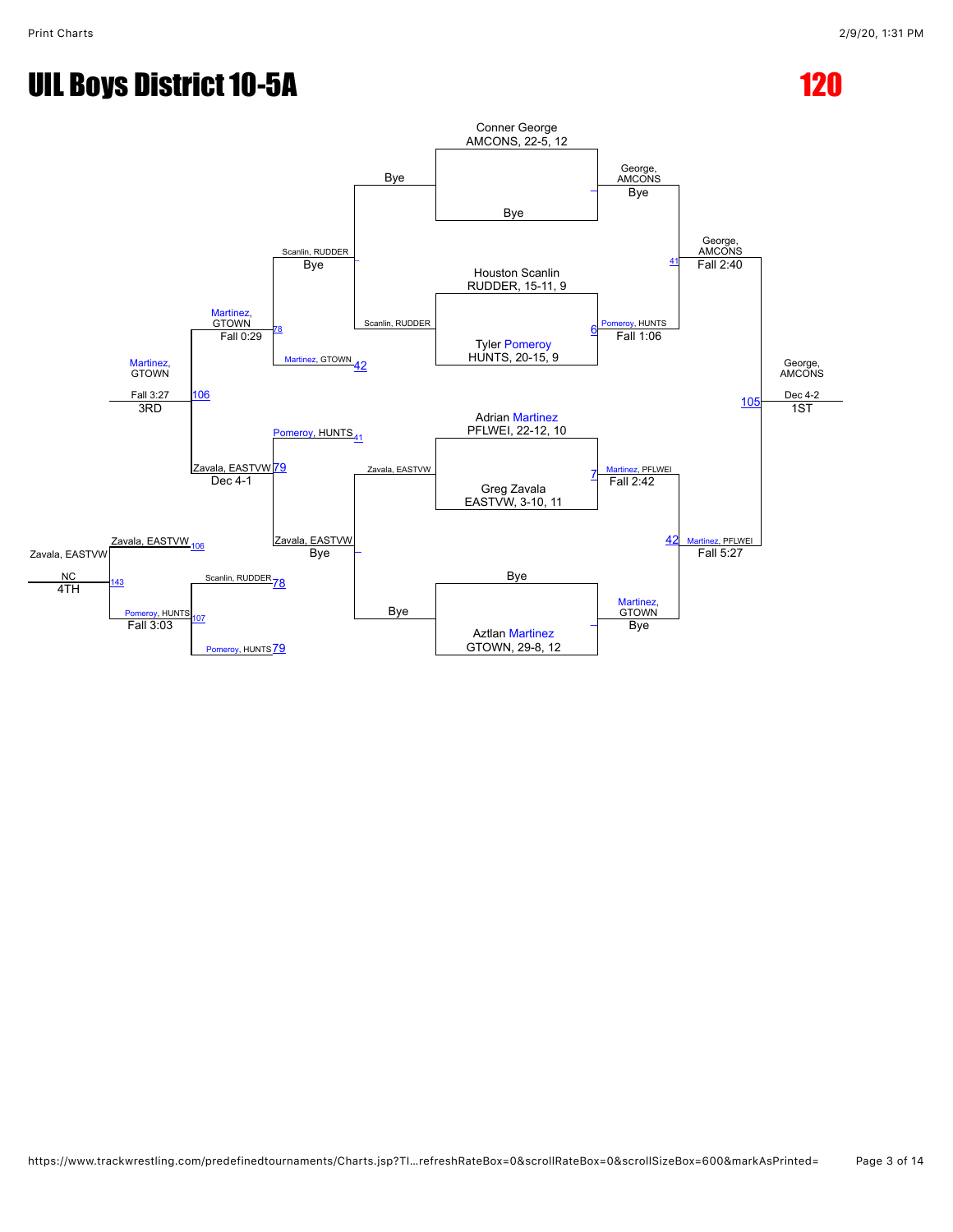# UIL Boys District 10-5A

# 120

## Championship Bracket

**First Round / Quarterfinals**

- Conner George, AMCONS, 22-5, 12 vs. Bye — George, AMCONS (Bye)
- Houston Scanlin, RUDDER, 15-11, 9 vs. Tyler Pomeroy, HUNTS, 20-15, 9 — Pomeroy, HUNTS (Fall 1:06) [6]
- Adrian Martinez, PFLWEI, 22-12, 10 vs. Greg Zavala, EASTVW, 3-10, 11 — Martinez, PFLWEI (Fall 2:42) [7]
- Bye vs. Aztlan Martinez, GTOWN, 29-8, 12 — Martinez, GTOWN (Bye)

**Semifinals**

- George, AMCONS vs. Pomeroy, HUNTS — George, AMCONS (Fall 2:40) [41]
- Martinez, PFLWEI vs. Martinez, GTOWN — Martinez, PFLWEI (Fall 5:27) [42]

**Final**

- George, AMCONS vs. Martinez, PFLWEI — George, AMCONS (Dec 4-2) [105] — 1ST

## Consolation Bracket

- Bye vs. Scanlin, RUDDER — Scanlin, RUDDER (Bye)
- Zavala, EASTVW vs. Bye — Zavala, EASTVW (Bye)
- Scanlin, RUDDER vs. Martinez, GTOWN [42] — Martinez, GTOWN (Fall 0:29) [78]
- Pomeroy, HUNTS [41] vs. Zavala, EASTVW — Zavala, EASTVW (Dec 4-1) [79]
- Martinez, GTOWN vs. Zavala, EASTVW — Martinez, GTOWN (Fall 3:27) [106] — 3RD
- Scanlin, RUDDER [78] vs. Pomeroy, HUNTS [79] — Pomeroy, HUNTS (Fall 3:03) [107]
- Zavala, EASTVW [106] vs. Pomeroy, HUNTS [107] — Zavala, EASTVW (NC) [143] — 4TH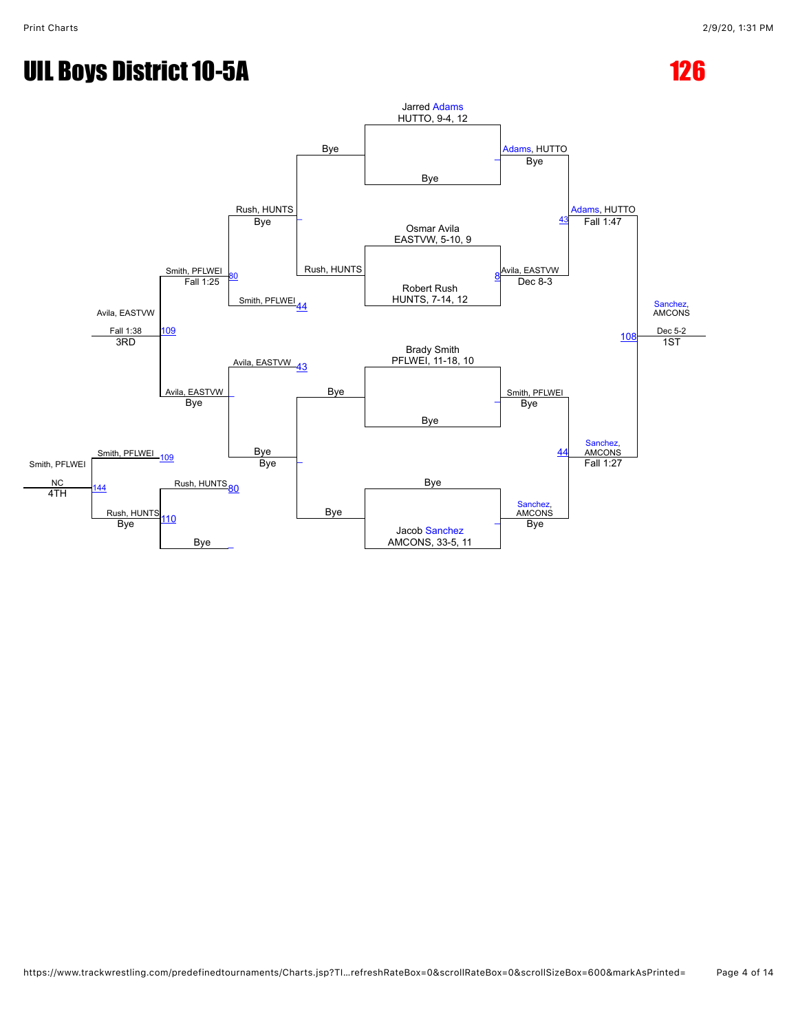# UIL Boys District 10-5A

# 126

## Championship Bracket

**Quarterfinals**

- Jarred Adams, HUTTO, 9-4, 12 vs. Bye — Adams, HUTTO (Bye)
- Osmar Avila, EASTVW, 5-10, 9 vs. Robert Rush, HUNTS, 7-14, 12 — Avila, EASTVW (Dec 8-3) [8]
- Brady Smith, PFLWEI, 11-18, 10 vs. Bye — Smith, PFLWEI (Bye)
- Bye vs. Jacob Sanchez, AMCONS, 33-5, 11 — Sanchez, AMCONS (Bye)

**Semifinals**

- Adams, HUTTO vs. Avila, EASTVW — Adams, HUTTO (Fall 1:47) [43]
- Smith, PFLWEI vs. Sanchez, AMCONS — Sanchez, AMCONS (Fall 1:27) [44]

**Final**

- Adams, HUTTO vs. Sanchez, AMCONS — Sanchez, AMCONS (Dec 5-2) [108] — 1ST

## Consolation Bracket

- Bye vs. Rush, HUNTS — Rush, HUNTS (Bye)
- Rush, HUNTS vs. Smith, PFLWEI [44] — Smith, PFLWEI (Fall 1:25) [80]
- Avila, EASTVW [43] vs. Bye/Bye — Avila, EASTVW (Bye)
- Smith, PFLWEI vs. Avila, EASTVW — Avila, EASTVW (Fall 1:38) [109] — 3RD
- Rush, HUNTS [80] vs. Bye — Rush, HUNTS (Bye) [110]
- Smith, PFLWEI [109] vs. Rush, HUNTS — Smith, PFLWEI (NC) [144] — 4TH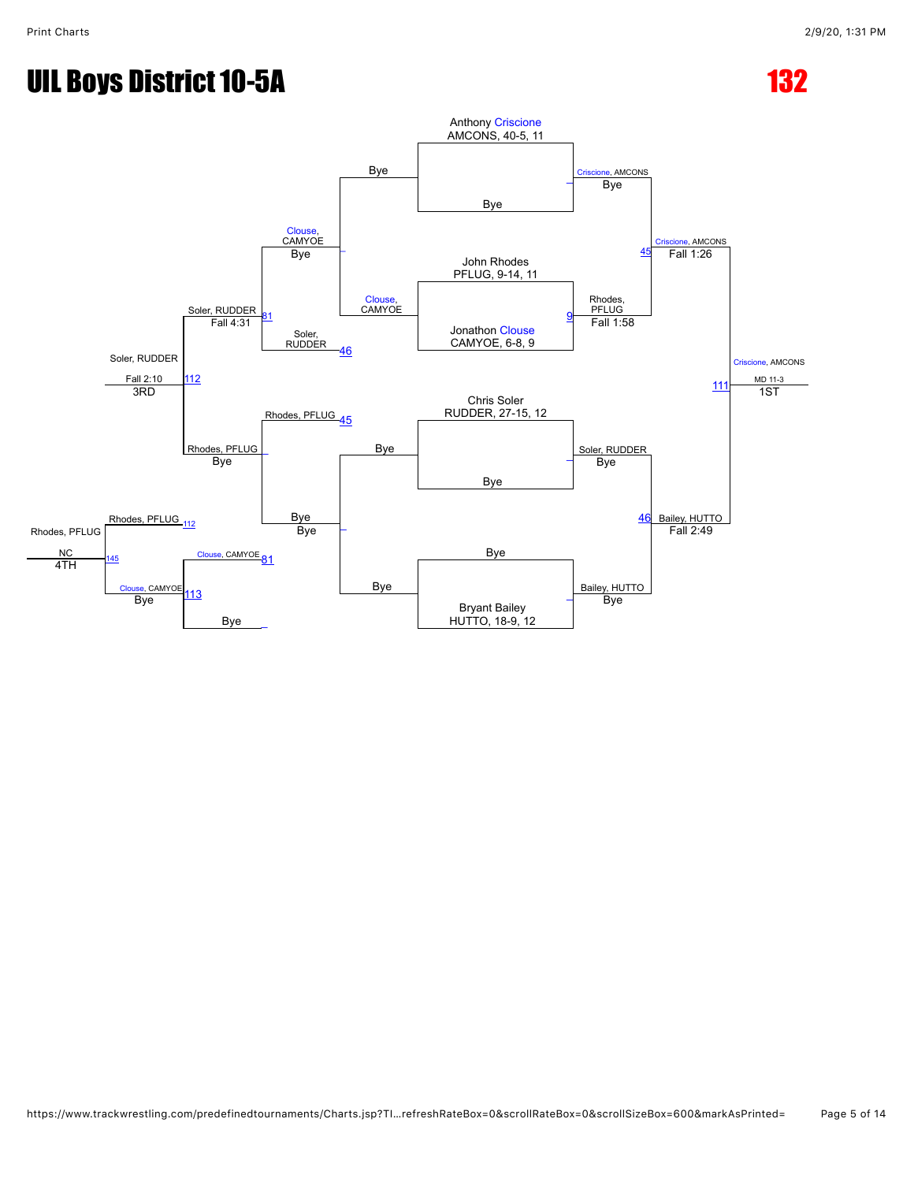# UIL Boys District 10-5A

# 132

## Championship Bracket

**Seeds / Entrants**

- Anthony Criscione, AMCONS, 40-5, 11
- Bye
- John Rhodes, PFLUG, 9-14, 11
- Jonathon Clouse, CAMYOE, 6-8, 9
- Chris Soler, RUDDER, 27-15, 12
- Bye
- Bye
- Bryant Bailey, HUTTO, 18-9, 12

**First Round**

- Criscione, AMCONS — Bye
- Rhodes, PFLUG — Fall 1:58 (9)
- Soler, RUDDER — Bye
- Bailey, HUTTO — Bye

**Semifinals**

- Criscione, AMCONS — Fall 1:26 (45)
- Bailey, HUTTO — Fall 2:49 (46)

**Final**

- Criscione, AMCONS — MD 11-3 (111) — 1ST

## Consolation Bracket

**Consolation Round 1**

- Bye vs Clouse, CAMYOE → Clouse, CAMYOE — Bye
- Bye vs Bye → Bye — Bye

**Consolation Round 2**

- Clouse, CAMYOE vs Soler, RUDDER (46) → Soler, RUDDER — Fall 4:31 (81)
- Rhodes, PFLUG (45) vs Bye → Rhodes, PFLUG — Bye

**Consolation Semifinal / 3rd Place**

- Soler, RUDDER vs Rhodes, PFLUG → Soler, RUDDER — Fall 2:10 (112) — 3RD

**Consolation (lower bracket)**

- Clouse, CAMYOE (81) vs Bye → Clouse, CAMYOE — Bye (113)
- Rhodes, PFLUG (112) vs Clouse, CAMYOE (113) → Rhodes, PFLUG — NC (145) — 4TH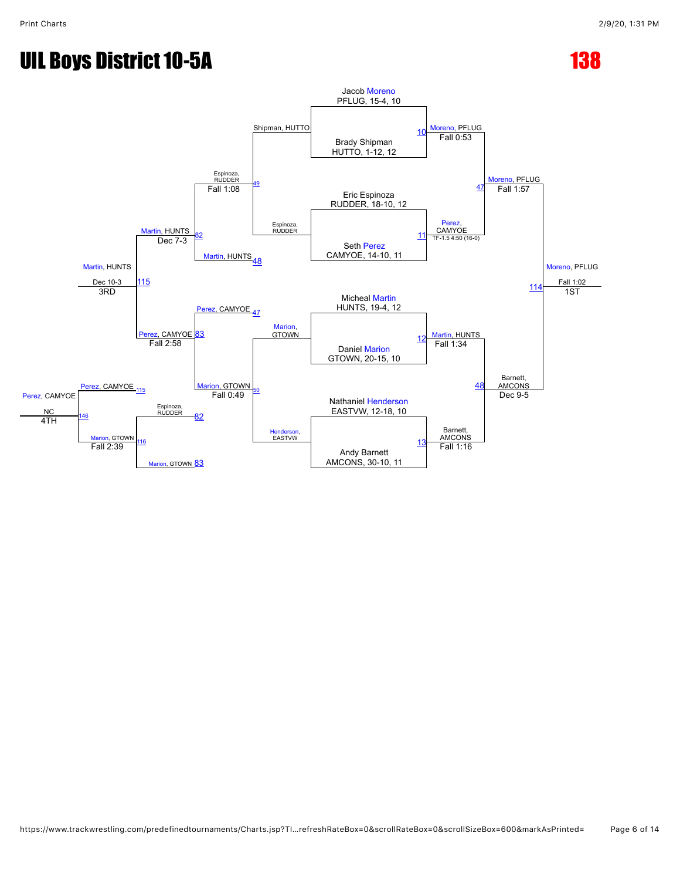# UIL Boys District 10-5A

# 138

## Championship Bracket

**Match 10:** Jacob Moreno (PFLUG, 15-4, 10) vs. Brady Shipman (HUTTO, 1-12, 12) — Moreno, PFLUG, Fall 0:53

**Match 11:** Eric Espinoza (RUDDER, 18-10, 12) vs. Seth Perez (CAMYOE, 14-10, 11) — Perez, CAMYOE, TF-1.5 4:50 (16-0)

**Match 12:** Micheal Martin (HUNTS, 19-4, 12) vs. Daniel Marion (GTOWN, 20-15, 10) — Martin, HUNTS, Fall 1:34

**Match 13:** Nathaniel Henderson (EASTVW, 12-18, 10) vs. Andy Barnett (AMCONS, 30-10, 11) — Barnett, AMCONS, Fall 1:16

**Match 47:** Moreno, PFLUG vs. Perez, CAMYOE — Moreno, PFLUG, Fall 1:57

**Match 48:** Martin, HUNTS vs. Barnett, AMCONS — Barnett, AMCONS, Dec 9-5

**Match 114 (Final):** Moreno, PFLUG vs. Barnett, AMCONS — Moreno, PFLUG, Fall 1:02 — 1ST

## Consolation Bracket

**Match 49:** Shipman, HUTTO vs. Espinoza, RUDDER — Espinoza, RUDDER, Fall 1:08

**Match 50:** Marion, GTOWN vs. Henderson, EASTVW — Marion, GTOWN, Fall 0:49

**Match 82:** Espinoza, RUDDER vs. Martin, HUNTS (48) — Martin, HUNTS, Dec 7-3

**Match 83:** Perez, CAMYOE (47) vs. Marion, GTOWN — Perez, CAMYOE, Fall 2:58

**Match 115:** Martin, HUNTS vs. Perez, CAMYOE — Martin, HUNTS, Dec 10-3 — 3RD

**Match 116:** Espinoza, RUDDER (82) vs. Marion, GTOWN (83) — Marion, GTOWN, Fall 2:39

**Match 146:** Perez, CAMYOE (115) vs. Marion, GTOWN (116) — Perez, CAMYOE, NC — 4TH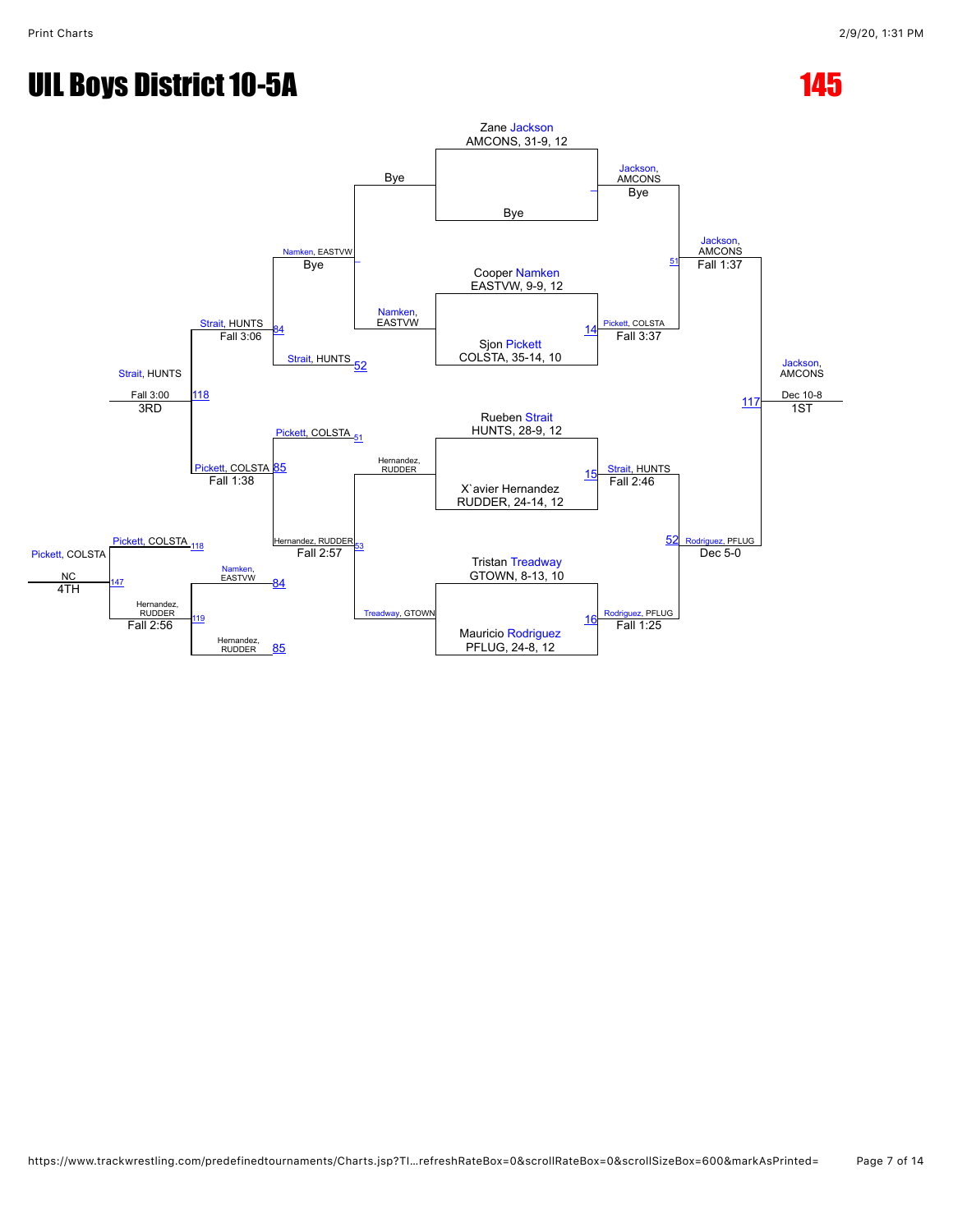# UIL Boys District 10-5A

## 145

### Championship Bracket

**First Round**

- Zane Jackson, AMCONS, 31-9, 12 vs Bye — Jackson, AMCONS (Bye)
- Cooper Namken, EASTVW, 9-9, 12 vs Sjon Pickett, COLSTA, 35-14, 10 — Pickett, COLSTA (Fall 3:37) [14]
- Rueben Strait, HUNTS, 28-9, 12 vs X`avier Hernandez, RUDDER, 24-14, 12 — Strait, HUNTS (Fall 2:46) [15]
- Tristan Treadway, GTOWN, 8-13, 10 vs Mauricio Rodriguez, PFLUG, 24-8, 12 — Rodriguez, PFLUG (Fall 1:25) [16]

**Semifinals**

- Jackson, AMCONS vs Pickett, COLSTA — Jackson, AMCONS (Fall 1:37) [51]
- Strait, HUNTS vs Rodriguez, PFLUG — Rodriguez, PFLUG (Dec 5-0) [52]

**Final**

- Jackson, AMCONS vs Rodriguez, PFLUG — Jackson, AMCONS (Dec 10-8) [117] — 1ST

### Consolation Bracket

**Consolation Round 1**

- Bye vs Namken, EASTVW — Namken, EASTVW (Bye)
- Hernandez, RUDDER vs Treadway, GTOWN — Hernandez, RUDDER (Fall 2:57) [53]

**Consolation Round 2**

- Namken, EASTVW vs Strait, HUNTS [52] — Strait, HUNTS (Fall 3:06) [84]
- Pickett, COLSTA [51] vs Hernandez, RUDDER — Pickett, COLSTA (Fall 1:38) [85]

**3rd Place**

- Strait, HUNTS vs Pickett, COLSTA — Strait, HUNTS (Fall 3:00) [118] — 3RD

**Loser's Bracket (4th Place)**

- Namken, EASTVW [84] vs Hernandez, RUDDER [85] — Hernandez, RUDDER (Fall 2:56) [119]
- Pickett, COLSTA [118] vs Hernandez, RUDDER — Pickett, COLSTA (NC) [147] — 4TH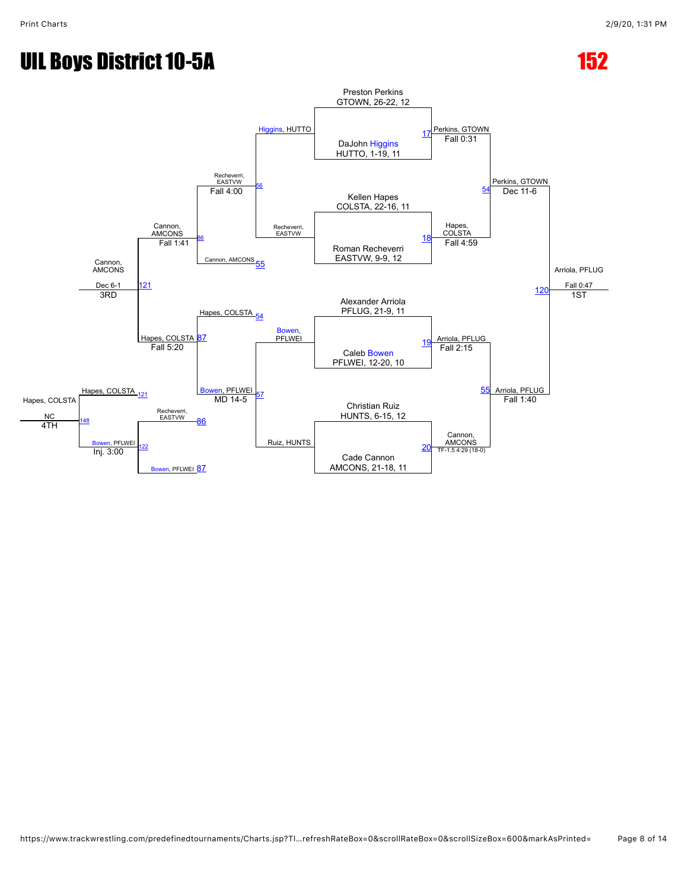# UIL Boys District 10-5A

**152**

## Championship Bracket

**Quarterfinals**

| Match | Wrestler 1 | Wrestler 2 | Winner | Result |
|---|---|---|---|---|
| 17 | Preston Perkins, GTOWN, 26-22, 12 | DaJohn Higgins, HUTTO, 1-19, 11 | Perkins, GTOWN | Fall 0:31 |
| 18 | Kellen Hapes, COLSTA, 22-16, 11 | Roman Recheverri, EASTVW, 9-9, 12 | Hapes, COLSTA | Fall 4:59 |
| 19 | Alexander Arriola, PFLUG, 21-9, 11 | Caleb Bowen, PFLWEI, 12-20, 10 | Arriola, PFLUG | Fall 2:15 |
| 20 | Christian Ruiz, HUNTS, 6-15, 12 | Cade Cannon, AMCONS, 21-18, 11 | Cannon, AMCONS | TF-1.5 4:29 (18-0) |

**Semifinals**

| Match | Wrestler 1 | Wrestler 2 | Winner | Result |
|---|---|---|---|---|
| 54 | Perkins, GTOWN | Hapes, COLSTA | Perkins, GTOWN | Dec 11-6 |
| 55 | Arriola, PFLUG | Cannon, AMCONS | Arriola, PFLUG | Fall 1:40 |

**Final**

| Match | Wrestler 1 | Wrestler 2 | Winner | Result |
|---|---|---|---|---|
| 120 | Perkins, GTOWN | Arriola, PFLUG | Arriola, PFLUG (1ST) | Fall 0:47 |

## Consolation Bracket

| Match | Wrestler 1 | Wrestler 2 | Winner | Result |
|---|---|---|---|---|
| 56 | Higgins, HUTTO | Recheverri, EASTVW | Recheverri, EASTVW | Fall 4:00 |
| 57 | Bowen, PFLWEI | Ruiz, HUNTS | Bowen, PFLWEI | MD 14-5 |
| 86 | Recheverri, EASTVW | Cannon, AMCONS | Cannon, AMCONS | Fall 1:41 |
| 87 | Hapes, COLSTA | Bowen, PFLWEI | Hapes, COLSTA | Fall 5:20 |
| 121 | Cannon, AMCONS | Hapes, COLSTA | Cannon, AMCONS (3RD) | Dec 6-1 |
| 122 | Recheverri, EASTVW | Bowen, PFLWEI | Bowen, PFLWEI | Inj. 3:00 |
| 148 | Hapes, COLSTA | Bowen, PFLWEI | Hapes, COLSTA (4TH) | NC |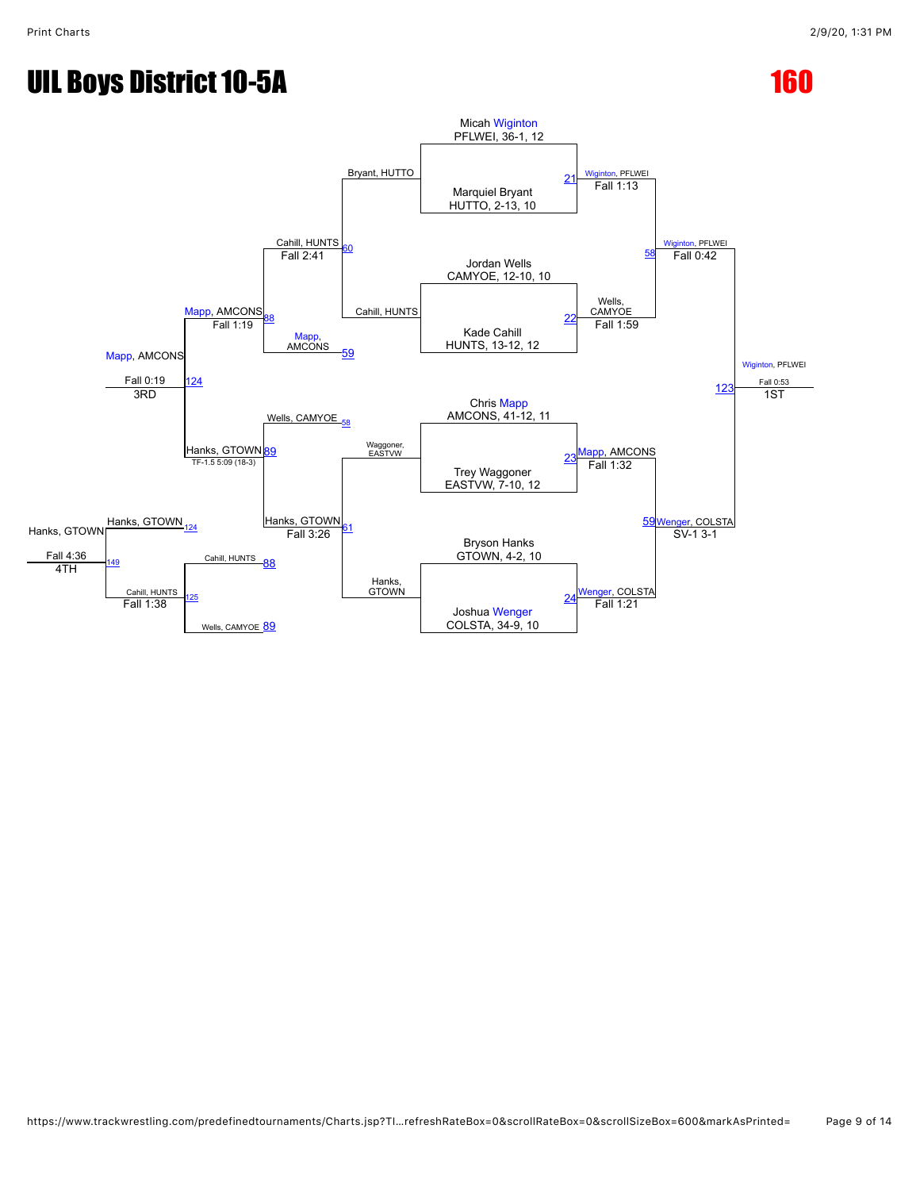# UIL Boys District 10-5A

# 160

## Championship Bracket

| Match | Wrestler 1 | Wrestler 2 | Winner | Result |
| --- | --- | --- | --- | --- |
| 21 | Micah Wiginton, PFLWEI, 36-1, 12 | Marquiel Bryant, HUTTO, 2-13, 10 | Wiginton, PFLWEI | Fall 1:13 |
| 22 | Jordan Wells, CAMYOE, 12-10, 10 | Kade Cahill, HUNTS, 13-12, 12 | Wells, CAMYOE | Fall 1:59 |
| 23 | Chris Mapp, AMCONS, 41-12, 11 | Trey Waggoner, EASTVW, 7-10, 12 | Mapp, AMCONS | Fall 1:32 |
| 24 | Bryson Hanks, GTOWN, 4-2, 10 | Joshua Wenger, COLSTA, 34-9, 10 | Wenger, COLSTA | Fall 1:21 |
| 58 | Wiginton, PFLWEI | Wells, CAMYOE | Wiginton, PFLWEI | Fall 0:42 |
| 59 | Mapp, AMCONS | Wenger, COLSTA | Wenger, COLSTA | SV-1 3-1 |
| 123 | Wiginton, PFLWEI | Wenger, COLSTA | Wiginton, PFLWEI | Fall 0:53 (1ST) |

## Consolation Bracket

| Match | Wrestler 1 | Wrestler 2 | Winner | Result |
| --- | --- | --- | --- | --- |
| 60 | Bryant, HUTTO | Cahill, HUNTS | Cahill, HUNTS | Fall 2:41 |
| 61 | Waggoner, EASTVW | Hanks, GTOWN | Hanks, GTOWN | Fall 3:26 |
| 88 | Cahill, HUNTS | Mapp, AMCONS (59) | Mapp, AMCONS | Fall 1:19 |
| 89 | Wells, CAMYOE (58) | Hanks, GTOWN | Hanks, GTOWN | TF-1.5 5:09 (18-3) |
| 124 | Mapp, AMCONS | Hanks, GTOWN | Mapp, AMCONS | Fall 0:19 (3RD) |
| 125 | Cahill, HUNTS (88) | Wells, CAMYOE (89) | Cahill, HUNTS | Fall 1:38 |
| 149 | Hanks, GTOWN (124) | Cahill, HUNTS (125) | Hanks, GTOWN | Fall 4:36 (4TH) |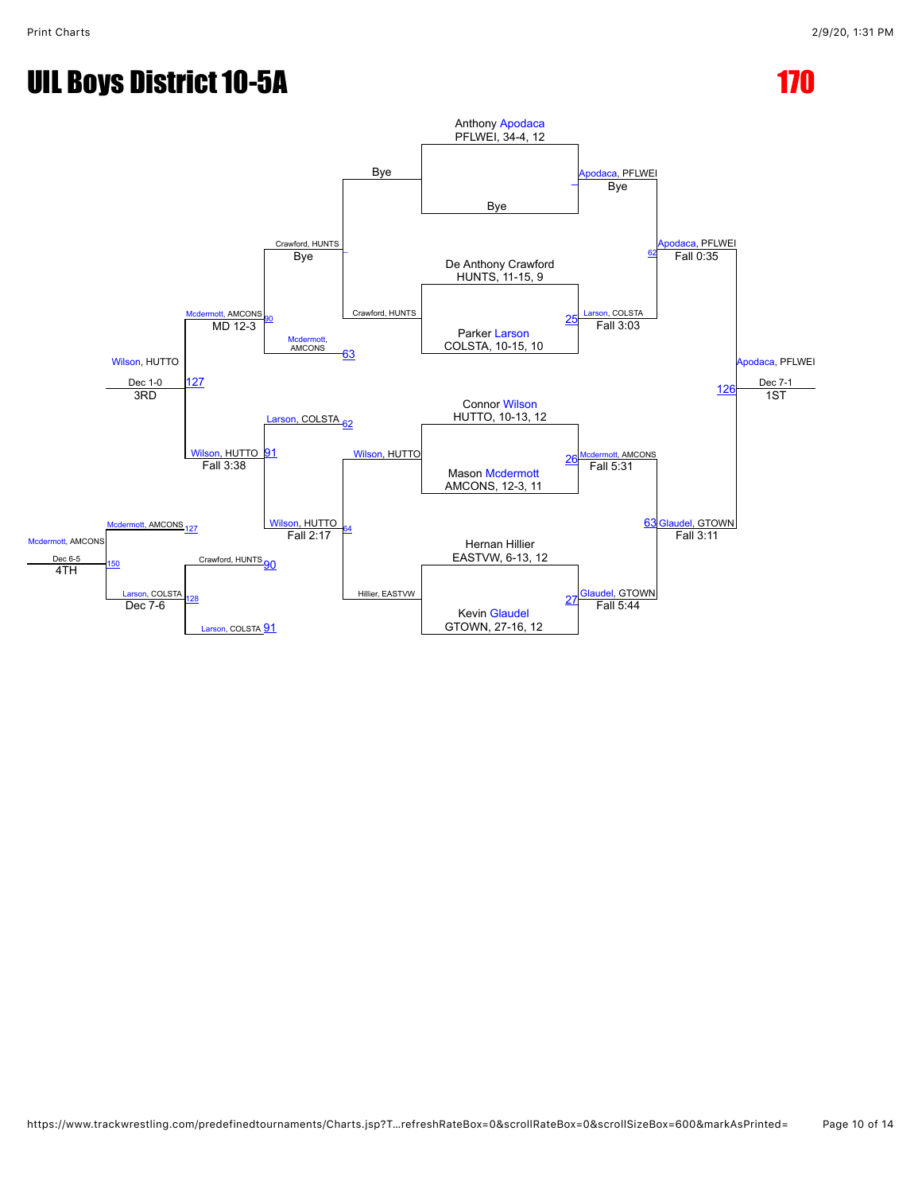# UIL Boys District 10-5A

## 170

**Championship Bracket**

- Anthony Apodaca, PFLWEI, 34-4, 12 vs Bye → Apodaca, PFLWEI — Bye
- De Anthony Crawford, HUNTS, 11-15, 9 vs Parker Larson, COLSTA, 10-15, 10 → (25) Larson, COLSTA — Fall 3:03
- Connor Wilson, HUTTO, 10-13, 12 vs Mason Mcdermott, AMCONS, 12-3, 11 → (26) Mcdermott, AMCONS — Fall 5:31
- Hernan Hillier, EASTVW, 6-13, 12 vs Kevin Glaudel, GTOWN, 27-16, 12 → (27) Glaudel, GTOWN — Fall 5:44
- (62) Apodaca, PFLWEI — Fall 0:35
- (63) Glaudel, GTOWN — Fall 3:11
- (126) Apodaca, PFLWEI — Dec 7-1 — 1ST

**Consolation Bracket**

- Bye vs Crawford, HUNTS → Crawford, HUNTS — Bye
- (62) Larson, COLSTA vs Wilson, HUTTO → (64) Wilson, HUTTO — Fall 2:17
- (63) Mcdermott, AMCONS vs Hillier, EASTVW → (63) Mcdermott, AMCONS
- (90) Mcdermott, AMCONS — MD 12-3
- (91) Wilson, HUTTO — Fall 3:38
- (127) Wilson, HUTTO — Dec 1-0 — 3RD
- (90) Crawford, HUNTS vs (91) Larson, COLSTA → (128) Larson, COLSTA — Dec 7-6
- (127) Mcdermott, AMCONS
- (150) Mcdermott, AMCONS — Dec 6-5 — 4TH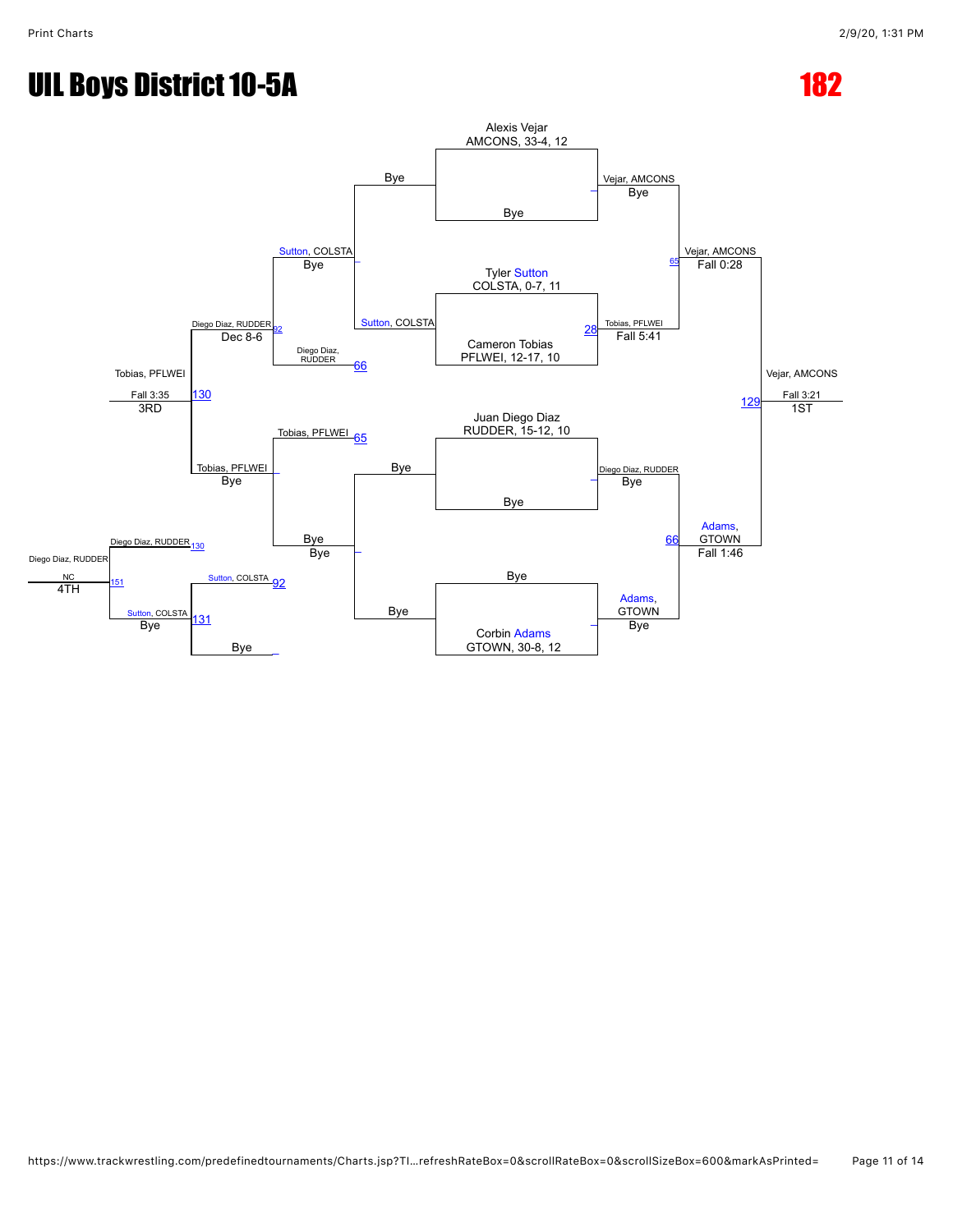# UIL Boys District 10-5A

# 182

**Championship Bracket**

- Alexis Vejar, AMCONS, 33-4, 12 vs Bye — Vejar, AMCONS (Bye)
- Tyler Sutton, COLSTA, 0-7, 11 vs Cameron Tobias, PFLWEI, 12-17, 10 — Tobias, PFLWEI (Fall 5:41) [28]
- Juan Diego Diaz, RUDDER, 15-12, 10 vs Bye — Diego Diaz, RUDDER (Bye)
- Bye vs Corbin Adams, GTOWN, 30-8, 12 — Adams, GTOWN (Bye)

Semifinals:

- Vejar, AMCONS vs Tobias, PFLWEI — Vejar, AMCONS (Fall 0:28) [65]
- Diego Diaz, RUDDER vs Adams, GTOWN — Adams, GTOWN (Fall 1:46) [66]

Final:

- Vejar, AMCONS vs Adams, GTOWN — Vejar, AMCONS (Fall 3:21) [129] — 1ST

**Consolation Bracket**

- Bye vs Sutton, COLSTA — Sutton, COLSTA (Bye)
- Sutton, COLSTA vs Diego Diaz, RUDDER [66] — Diego Diaz, RUDDER (Dec 8-6) [92]
- Tobias, PFLWEI [65] vs Bye — Tobias, PFLWEI (Bye)
- Bye vs Bye — Bye
- Diego Diaz, RUDDER vs Tobias, PFLWEI — Tobias, PFLWEI (Fall 3:35) [130] — 3RD
- Sutton, COLSTA [92] vs Bye — Sutton, COLSTA (Bye) [131]
- Diego Diaz, RUDDER [130] vs Sutton, COLSTA — Diego Diaz, RUDDER (NC) [151] — 4TH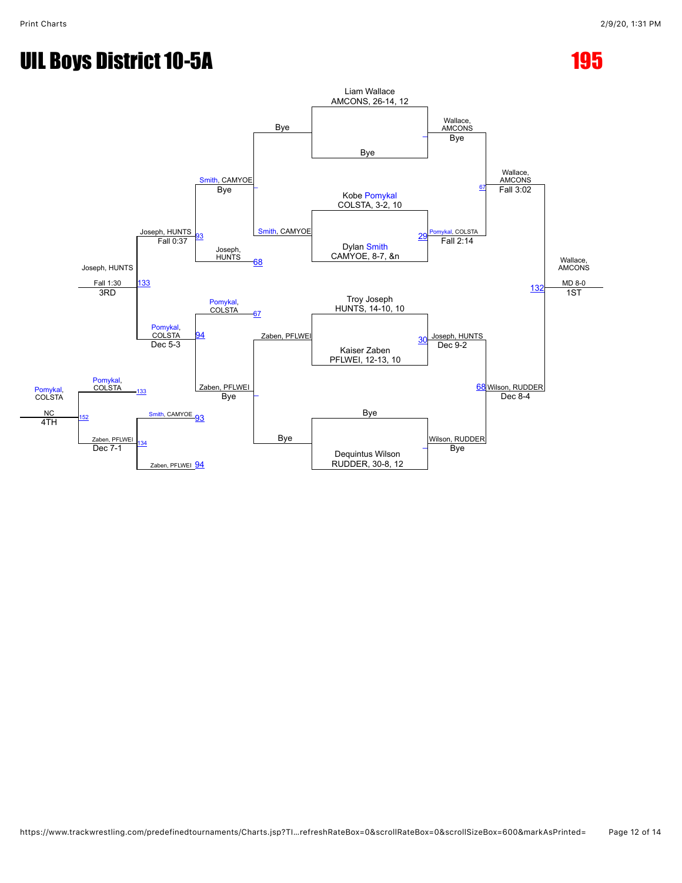# UIL Boys District 10-5A

## 195

### Championship Bracket

**First Round**

- Liam Wallace, AMCONS, 26-14, 12 vs Bye — Wallace, AMCONS (Bye)
- Kobe Pomykal, COLSTA, 3-2, 10 vs Dylan Smith, CAMYOE, 8-7, &n — Pomykal, COLSTA (Fall 2:14) [29]
- Troy Joseph, HUNTS, 14-10, 10 vs Kaiser Zaben, PFLWEI, 12-13, 10 — Joseph, HUNTS (Dec 9-2) [30]
- Bye vs Dequintus Wilson, RUDDER, 30-8, 12 — Wilson, RUDDER (Bye)

**Semifinals**

- Wallace, AMCONS vs Pomykal, COLSTA — Wallace, AMCONS (Fall 3:02) [67]
- Joseph, HUNTS vs Wilson, RUDDER — Wilson, RUDDER (Dec 8-4) [68]

**Final**

- Wallace, AMCONS vs Wilson, RUDDER — Wallace, AMCONS (MD 8-0) [132] — 1ST

### Consolation Bracket

**Consolation First Round**

- Bye vs Smith, CAMYOE — Smith, CAMYOE (Bye)
- Zaben, PFLWEI vs Bye — Zaben, PFLWEI (Bye)

**Consolation Second Round**

- Smith, CAMYOE vs Joseph, HUNTS [68] — Joseph, HUNTS (Fall 0:37) [93]
- Pomykal, COLSTA [67] vs Zaben, PFLWEI — Pomykal, COLSTA (Dec 5-3) [94]

**3rd Place**

- Joseph, HUNTS vs Pomykal, COLSTA — Joseph, HUNTS (Fall 1:30) [133] — 3RD

**Consolation (5th Place Bracket)**

- Smith, CAMYOE [93] vs Zaben, PFLWEI [94] — Zaben, PFLWEI (Dec 7-1) [134]

**4th Place**

- Pomykal, COLSTA [133] vs Zaben, PFLWEI [134] — Pomykal, COLSTA (NC) [152] — 4TH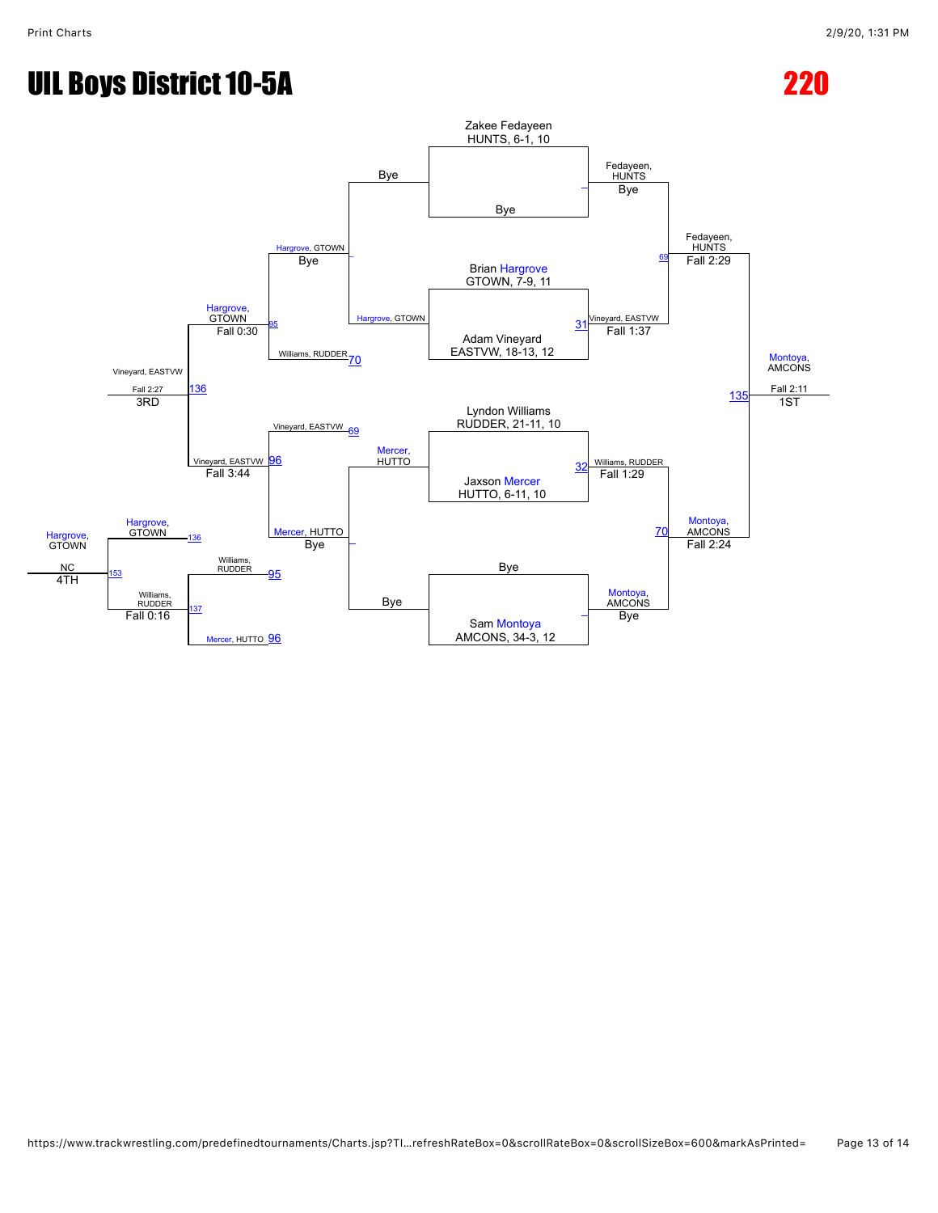# UIL Boys District 10-5A

# 220

## Championship Bracket

**Zakee Fedayeen** HUNTS, 6-1, 10 — Bye
- Fedayeen, HUNTS — Bye

**Brian Hargrove** GTOWN, 7-9, 11 vs **Adam Vineyard** EASTVW, 18-13, 12 (31)
- Vineyard, EASTVW — Fall 1:37

Fedayeen, HUNTS vs Vineyard, EASTVW (69)
- Fedayeen, HUNTS — Fall 2:29

**Lyndon Williams** RUDDER, 21-11, 10 vs **Jaxson Mercer** HUTTO, 6-11, 10 (32)
- Williams, RUDDER — Fall 1:29

Bye vs **Sam Montoya** AMCONS, 34-3, 12
- Montoya, AMCONS — Bye

Williams, RUDDER vs Montoya, AMCONS (70)
- Montoya, AMCONS — Fall 2:24

Fedayeen, HUNTS vs Montoya, AMCONS (135)
- **1ST: Montoya, AMCONS — Fall 2:11**

## Consolation Bracket

Bye vs Hargrove, GTOWN
- Hargrove, GTOWN — Bye

Hargrove, GTOWN vs Williams, RUDDER (70) (95)
- Hargrove, GTOWN — Fall 0:30

Mercer, HUTTO vs Bye
- Mercer, HUTTO — Bye

Vineyard, EASTVW (69) vs Mercer, HUTTO (96)
- Vineyard, EASTVW — Fall 3:44

Hargrove, GTOWN vs Vineyard, EASTVW (136)
- **3RD: Vineyard, EASTVW — Fall 2:27**

Williams, RUDDER (95) vs Mercer, HUTTO (96) (137)
- Williams, RUDDER — Fall 0:16

Hargrove, GTOWN (136) vs Williams, RUDDER (153)
- **4TH: Hargrove, GTOWN — NC**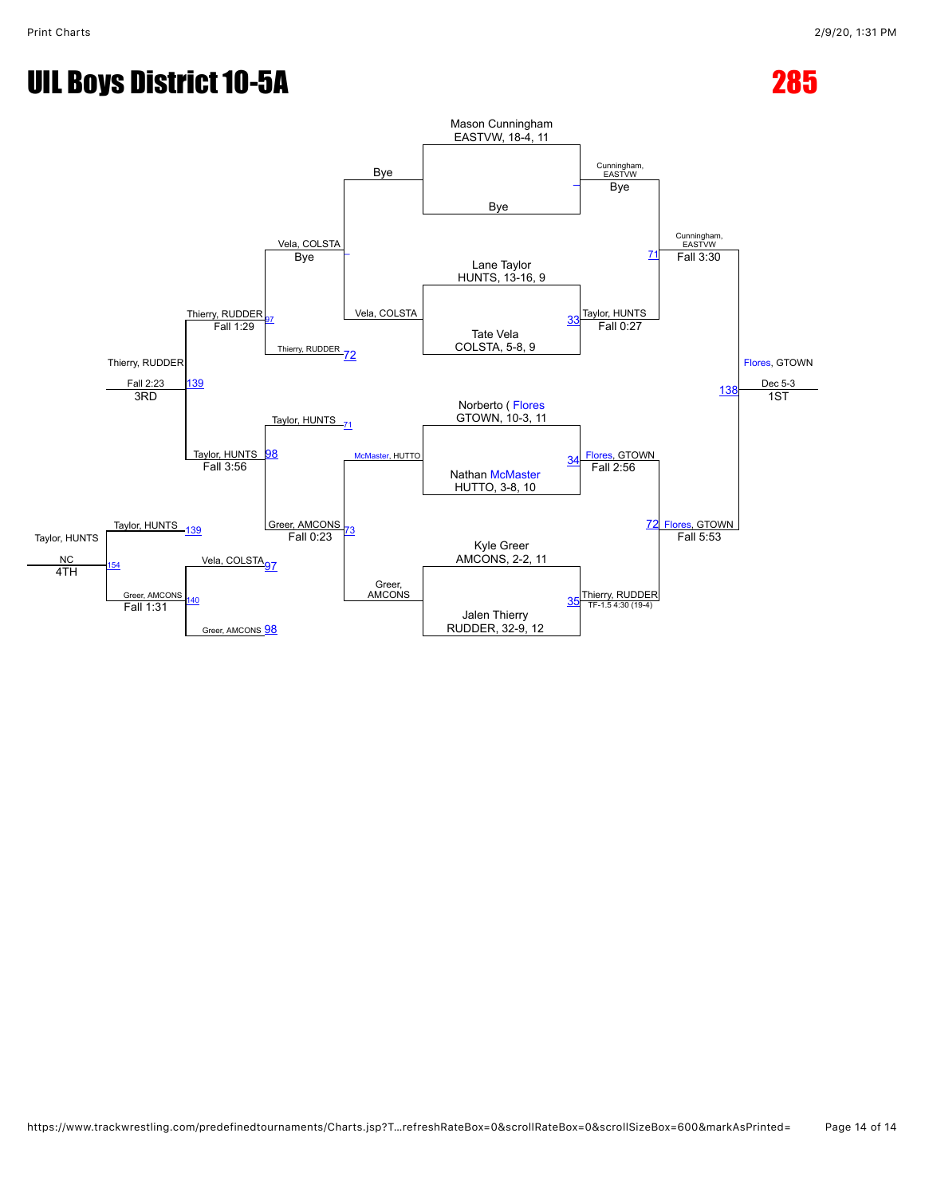# UIL Boys District 10-5A

# 285

Mason Cunningham
EASTVW, 18-4, 11

Bye

Bye

Cunningham, EASTVW
Bye

Lane Taylor
HUNTS, 13-16, 9

Tate Vela
COLSTA, 5-8, 9

Vela, COLSTA

33 Taylor, HUNTS
Fall 0:27

71 Cunningham, EASTVW
Fall 3:30

Norberto ( Flores
GTOWN, 10-3, 11

Nathan McMaster
HUTTO, 3-8, 10

McMaster, HUTTO

34 Flores, GTOWN
Fall 2:56

Kyle Greer
AMCONS, 2-2, 11

Jalen Thierry
RUDDER, 32-9, 12

Greer, AMCONS

35 Thierry, RUDDER
TF-1.5 4:30 (19-4)

72 Flores, GTOWN
Fall 5:53

138 Flores, GTOWN
Dec 5-3
1ST

Vela, COLSTA
Bye

Thierry, RUDDER 72

Taylor, HUNTS 71

Greer, AMCONS 73
Fall 0:23

97 Thierry, RUDDER
Fall 1:29

98 Taylor, HUNTS
Fall 3:56

139 Thierry, RUDDER
Fall 2:23
3RD

Taylor, HUNTS 139

Vela, COLSTA 97

Greer, AMCONS 98

140 Greer, AMCONS
Fall 1:31

154 Taylor, HUNTS
NC
4TH